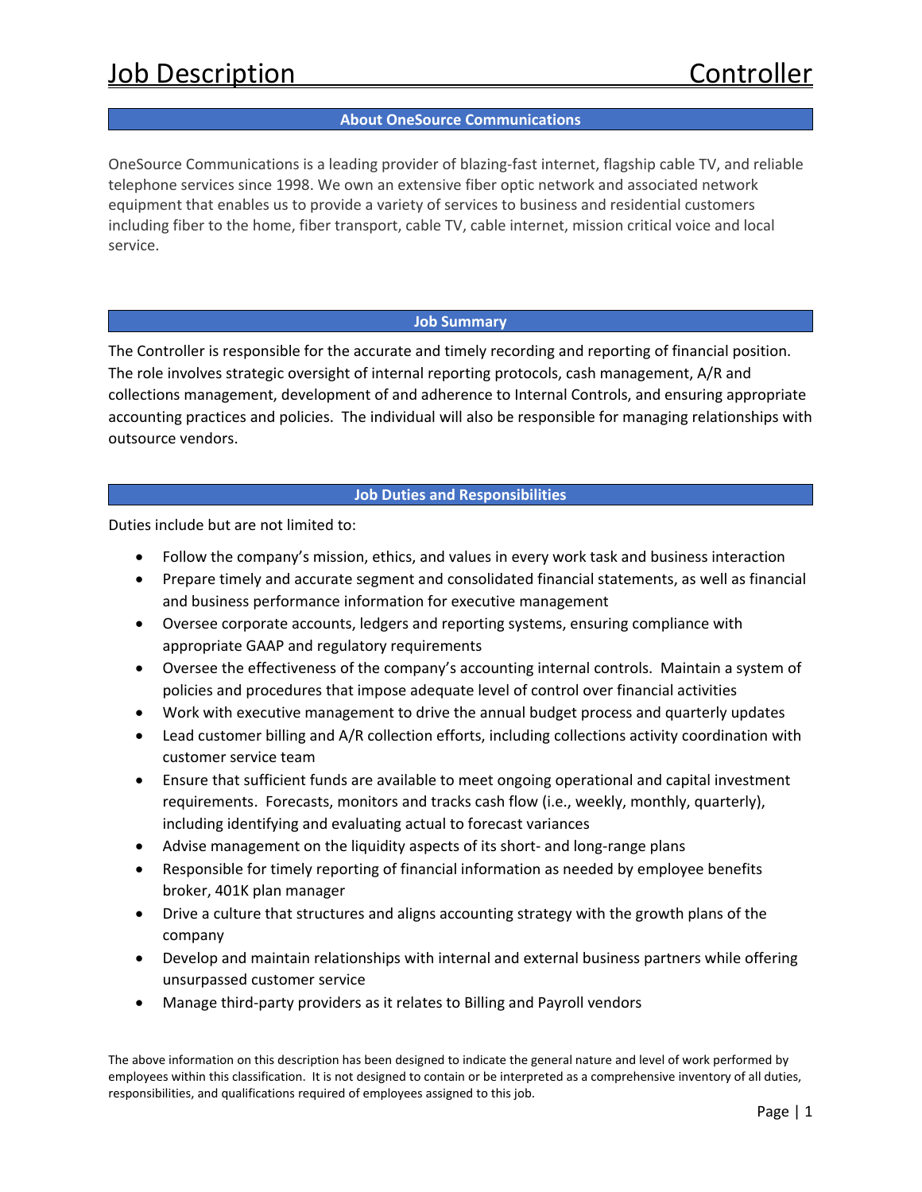# Job Description — Controller

## About OneSource Communications

OneSource Communications is a leading provider of blazing-fast internet, flagship cable TV, and reliable telephone services since 1998. We own an extensive fiber optic network and associated network equipment that enables us to provide a variety of services to business and residential customers including fiber to the home, fiber transport, cable TV, cable internet, mission critical voice and local service.

## Job Summary

The Controller is responsible for the accurate and timely recording and reporting of financial position. The role involves strategic oversight of internal reporting protocols, cash management, A/R and collections management, development of and adherence to Internal Controls, and ensuring appropriate accounting practices and policies. The individual will also be responsible for managing relationships with outsource vendors.

## Job Duties and Responsibilities

Duties include but are not limited to:

- Follow the company's mission, ethics, and values in every work task and business interaction
- Prepare timely and accurate segment and consolidated financial statements, as well as financial and business performance information for executive management
- Oversee corporate accounts, ledgers and reporting systems, ensuring compliance with appropriate GAAP and regulatory requirements
- Oversee the effectiveness of the company's accounting internal controls. Maintain a system of policies and procedures that impose adequate level of control over financial activities
- Work with executive management to drive the annual budget process and quarterly updates
- Lead customer billing and A/R collection efforts, including collections activity coordination with customer service team
- Ensure that sufficient funds are available to meet ongoing operational and capital investment requirements. Forecasts, monitors and tracks cash flow (i.e., weekly, monthly, quarterly), including identifying and evaluating actual to forecast variances
- Advise management on the liquidity aspects of its short- and long-range plans
- Responsible for timely reporting of financial information as needed by employee benefits broker, 401K plan manager
- Drive a culture that structures and aligns accounting strategy with the growth plans of the company
- Develop and maintain relationships with internal and external business partners while offering unsurpassed customer service
- Manage third-party providers as it relates to Billing and Payroll vendors

The above information on this description has been designed to indicate the general nature and level of work performed by employees within this classification. It is not designed to contain or be interpreted as a comprehensive inventory of all duties, responsibilities, and qualifications required of employees assigned to this job.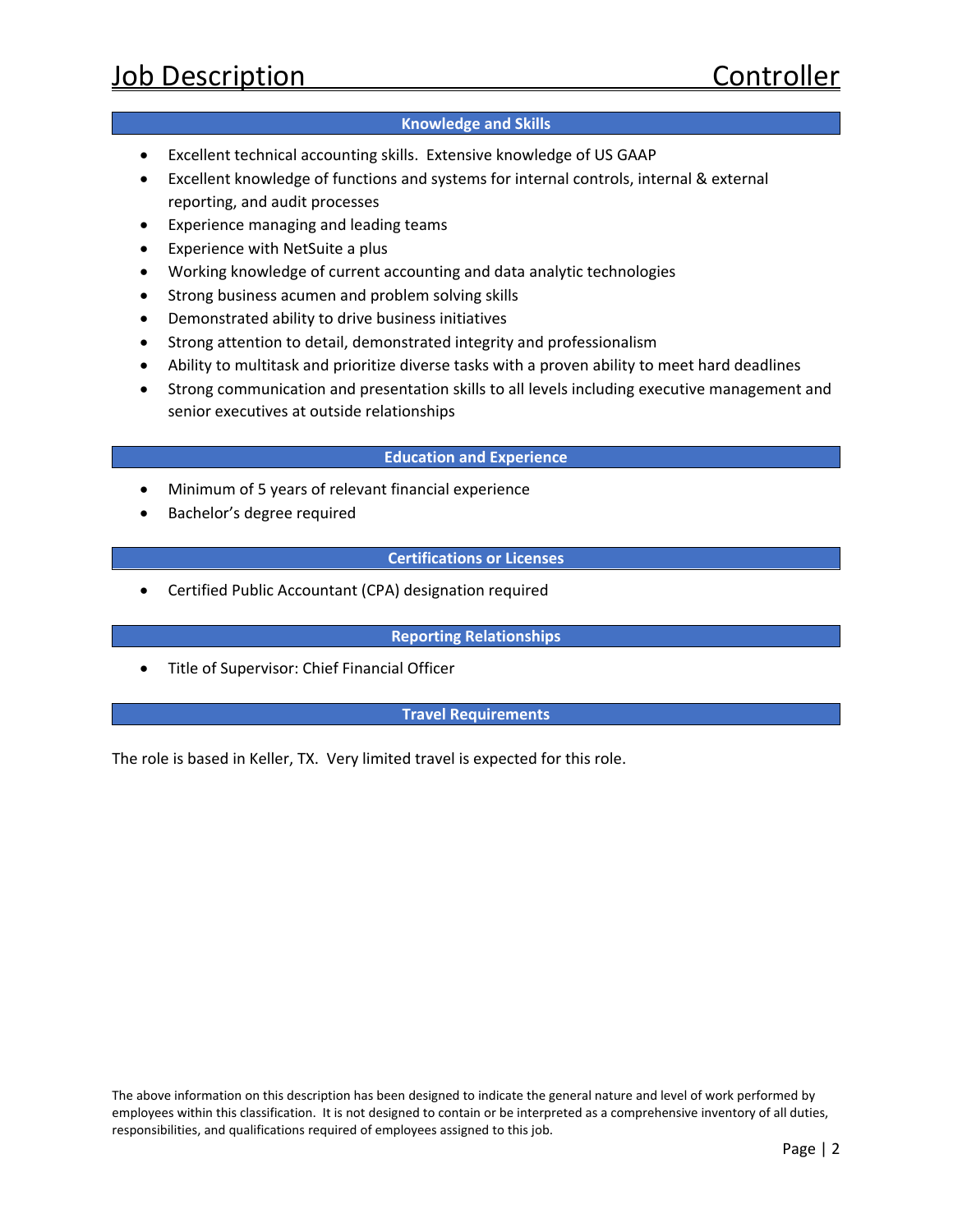## Knowledge and Skills

- Excellent technical accounting skills. Extensive knowledge of US GAAP
- Excellent knowledge of functions and systems for internal controls, internal & external reporting, and audit processes
- Experience managing and leading teams
- Experience with NetSuite a plus
- Working knowledge of current accounting and data analytic technologies
- Strong business acumen and problem solving skills
- Demonstrated ability to drive business initiatives
- Strong attention to detail, demonstrated integrity and professionalism
- Ability to multitask and prioritize diverse tasks with a proven ability to meet hard deadlines
- Strong communication and presentation skills to all levels including executive management and senior executives at outside relationships

## Education and Experience

- Minimum of 5 years of relevant financial experience
- Bachelor's degree required

## Certifications or Licenses

- Certified Public Accountant (CPA) designation required

## Reporting Relationships

- Title of Supervisor: Chief Financial Officer

## Travel Requirements

The role is based in Keller, TX. Very limited travel is expected for this role.

The above information on this description has been designed to indicate the general nature and level of work performed by employees within this classification. It is not designed to contain or be interpreted as a comprehensive inventory of all duties, responsibilities, and qualifications required of employees assigned to this job.